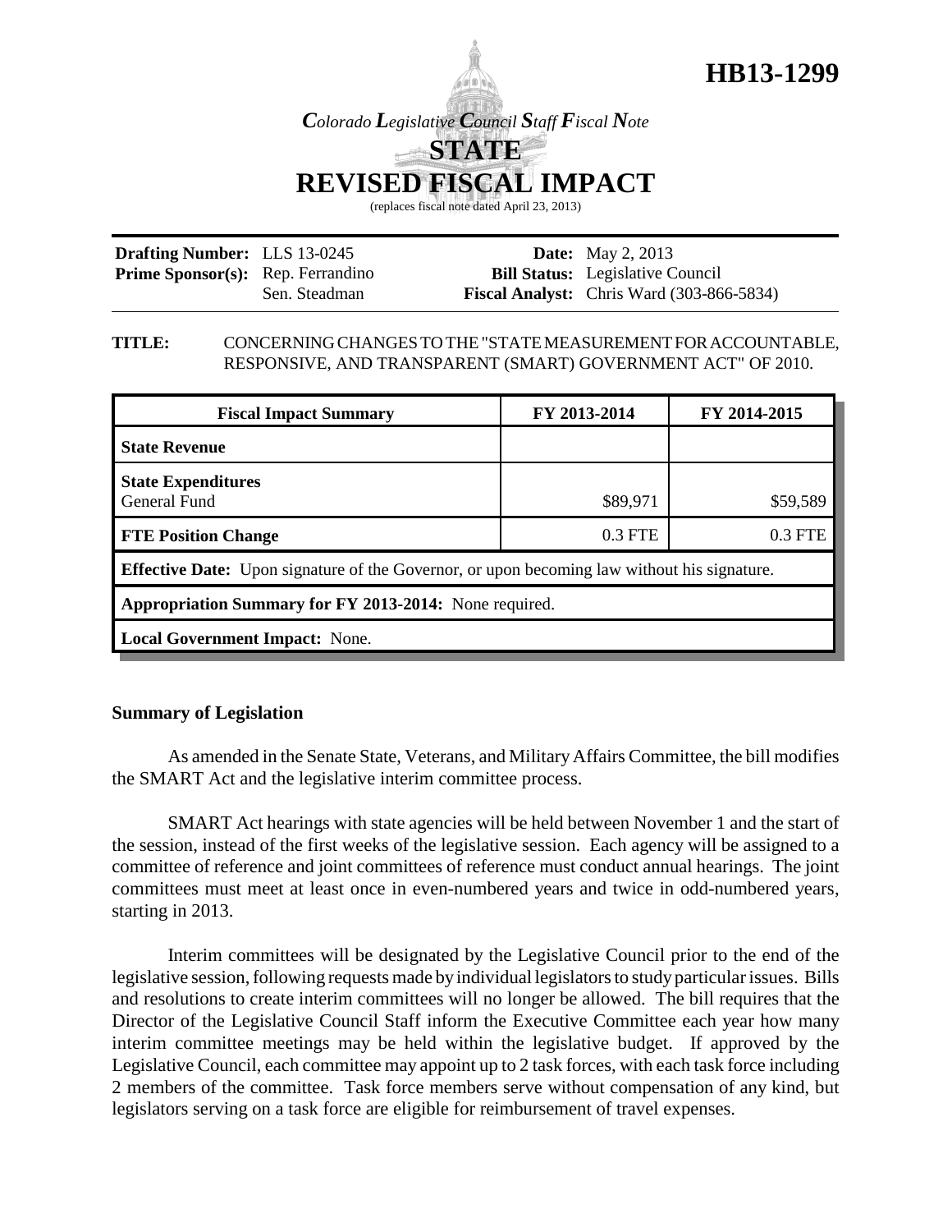# HB13-1299

*Colorado Legislative Council Staff Fiscal Note*

## STATE
## REVISED FISCAL IMPACT

(replaces fiscal note dated April 23, 2013)

| | | | |
|---|---|---|---|
| **Drafting Number:** | LLS 13-0245 | **Date:** | May 2, 2013 |
| **Prime Sponsor(s):** | Rep. Ferrandino<br>Sen. Steadman | **Bill Status:** | Legislative Council |
| | | **Fiscal Analyst:** | Chris Ward (303-866-5834) |

**TITLE:** CONCERNING CHANGES TO THE "STATE MEASUREMENT FOR ACCOUNTABLE, RESPONSIVE, AND TRANSPARENT (SMART) GOVERNMENT ACT" OF 2010.

| Fiscal Impact Summary | FY 2013-2014 | FY 2014-2015 |
|---|---|---|
| **State Revenue** | | |
| **State Expenditures**<br>General Fund | <br>\$89,971 | <br>\$59,589 |
| **FTE Position Change** | 0.3 FTE | 0.3 FTE |
| **Effective Date:** Upon signature of the Governor, or upon becoming law without his signature. | | |
| **Appropriation Summary for FY 2013-2014:** None required. | | |
| **Local Government Impact:** None. | | |

### Summary of Legislation

As amended in the Senate State, Veterans, and Military Affairs Committee, the bill modifies the SMART Act and the legislative interim committee process.

SMART Act hearings with state agencies will be held between November 1 and the start of the session, instead of the first weeks of the legislative session. Each agency will be assigned to a committee of reference and joint committees of reference must conduct annual hearings. The joint committees must meet at least once in even-numbered years and twice in odd-numbered years, starting in 2013.

Interim committees will be designated by the Legislative Council prior to the end of the legislative session, following requests made by individual legislators to study particular issues. Bills and resolutions to create interim committees will no longer be allowed. The bill requires that the Director of the Legislative Council Staff inform the Executive Committee each year how many interim committee meetings may be held within the legislative budget. If approved by the Legislative Council, each committee may appoint up to 2 task forces, with each task force including 2 members of the committee. Task force members serve without compensation of any kind, but legislators serving on a task force are eligible for reimbursement of travel expenses.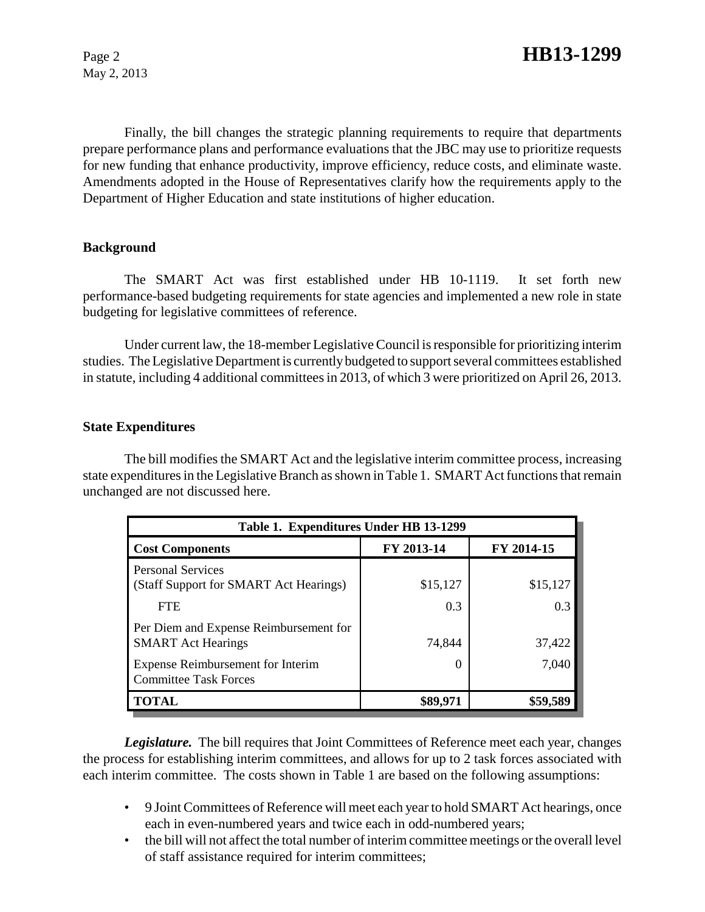Finally, the bill changes the strategic planning requirements to require that departments prepare performance plans and performance evaluations that the JBC may use to prioritize requests for new funding that enhance productivity, improve efficiency, reduce costs, and eliminate waste. Amendments adopted in the House of Representatives clarify how the requirements apply to the Department of Higher Education and state institutions of higher education.

## Background

The SMART Act was first established under HB 10-1119. It set forth new performance-based budgeting requirements for state agencies and implemented a new role in state budgeting for legislative committees of reference.

Under current law, the 18-member Legislative Council is responsible for prioritizing interim studies. The Legislative Department is currently budgeted to support several committees established in statute, including 4 additional committees in 2013, of which 3 were prioritized on April 26, 2013.

## State Expenditures

The bill modifies the SMART Act and the legislative interim committee process, increasing state expenditures in the Legislative Branch as shown in Table 1. SMART Act functions that remain unchanged are not discussed here.

| Table 1. Expenditures Under HB 13-1299 | | |
|---|---|---|
| **Cost Components** | **FY 2013-14** | **FY 2014-15** |
| Personal Services (Staff Support for SMART Act Hearings) | $15,127 | $15,127 |
| FTE | 0.3 | 0.3 |
| Per Diem and Expense Reimbursement for SMART Act Hearings | 74,844 | 37,422 |
| Expense Reimbursement for Interim Committee Task Forces | 0 | 7,040 |
| **TOTAL** | **$89,971** | **$59,589** |

***Legislature.*** The bill requires that Joint Committees of Reference meet each year, changes the process for establishing interim committees, and allows for up to 2 task forces associated with each interim committee. The costs shown in Table 1 are based on the following assumptions:

- 9 Joint Committees of Reference will meet each year to hold SMART Act hearings, once each in even-numbered years and twice each in odd-numbered years;
- the bill will not affect the total number of interim committee meetings or the overall level of staff assistance required for interim committees;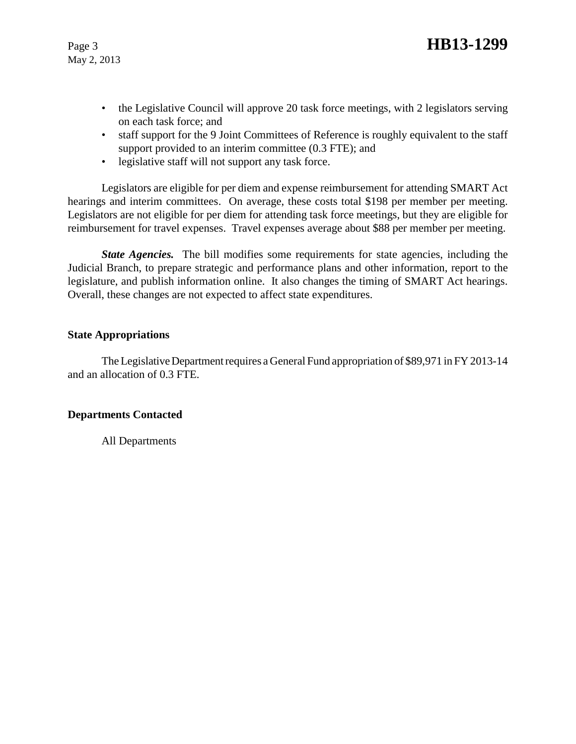- the Legislative Council will approve 20 task force meetings, with 2 legislators serving on each task force; and
- staff support for the 9 Joint Committees of Reference is roughly equivalent to the staff support provided to an interim committee (0.3 FTE); and
- legislative staff will not support any task force.

Legislators are eligible for per diem and expense reimbursement for attending SMART Act hearings and interim committees. On average, these costs total $198 per member per meeting. Legislators are not eligible for per diem for attending task force meetings, but they are eligible for reimbursement for travel expenses. Travel expenses average about $88 per member per meeting.

***State Agencies.*** The bill modifies some requirements for state agencies, including the Judicial Branch, to prepare strategic and performance plans and other information, report to the legislature, and publish information online. It also changes the timing of SMART Act hearings. Overall, these changes are not expected to affect state expenditures.

## State Appropriations

The Legislative Department requires a General Fund appropriation of $89,971 in FY 2013-14 and an allocation of 0.3 FTE.

## Departments Contacted

All Departments